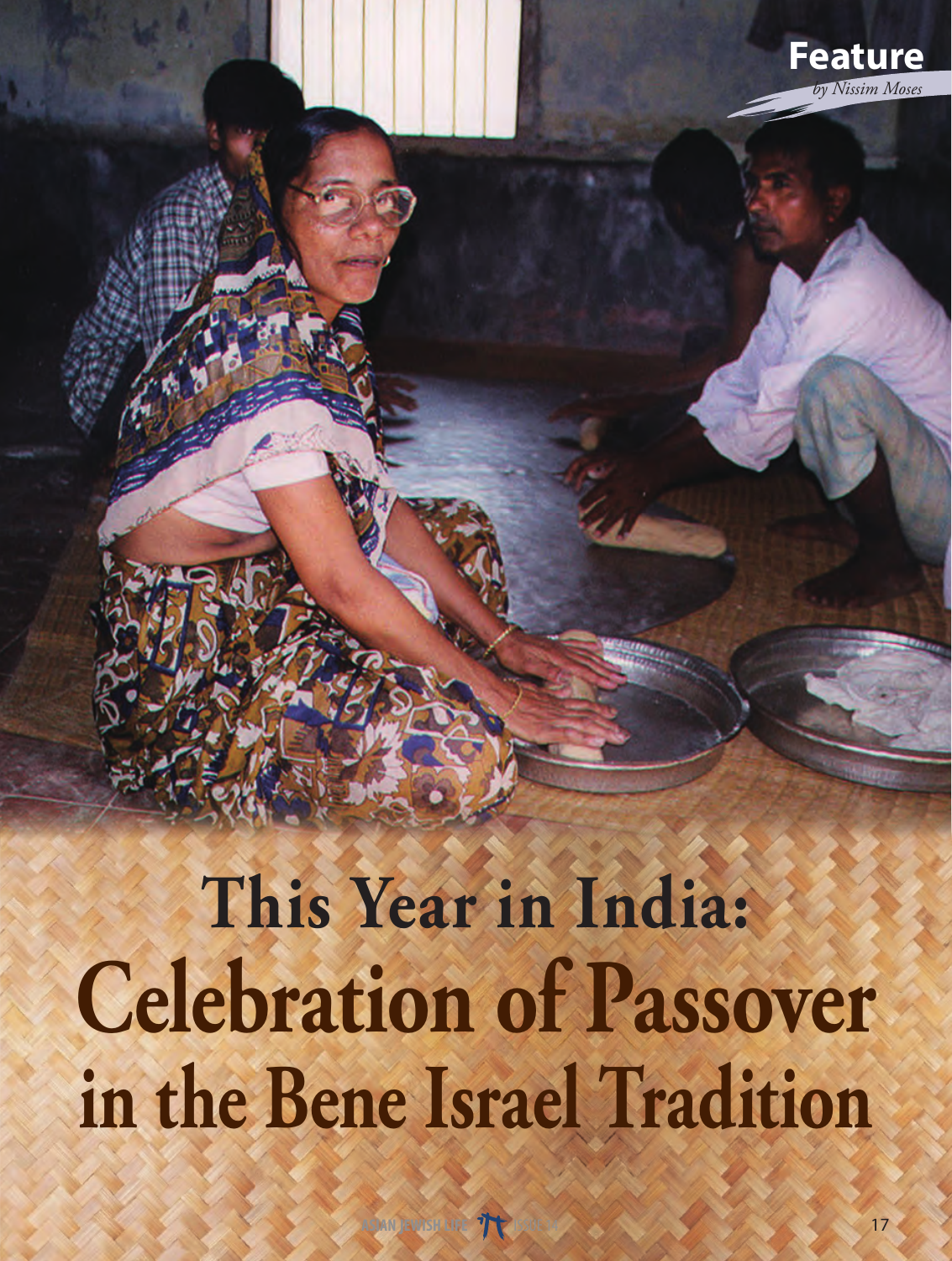Feature

*by Nissim Moses*

# This Year in India:
# Celebration of Passover in the Bene Israel Tradition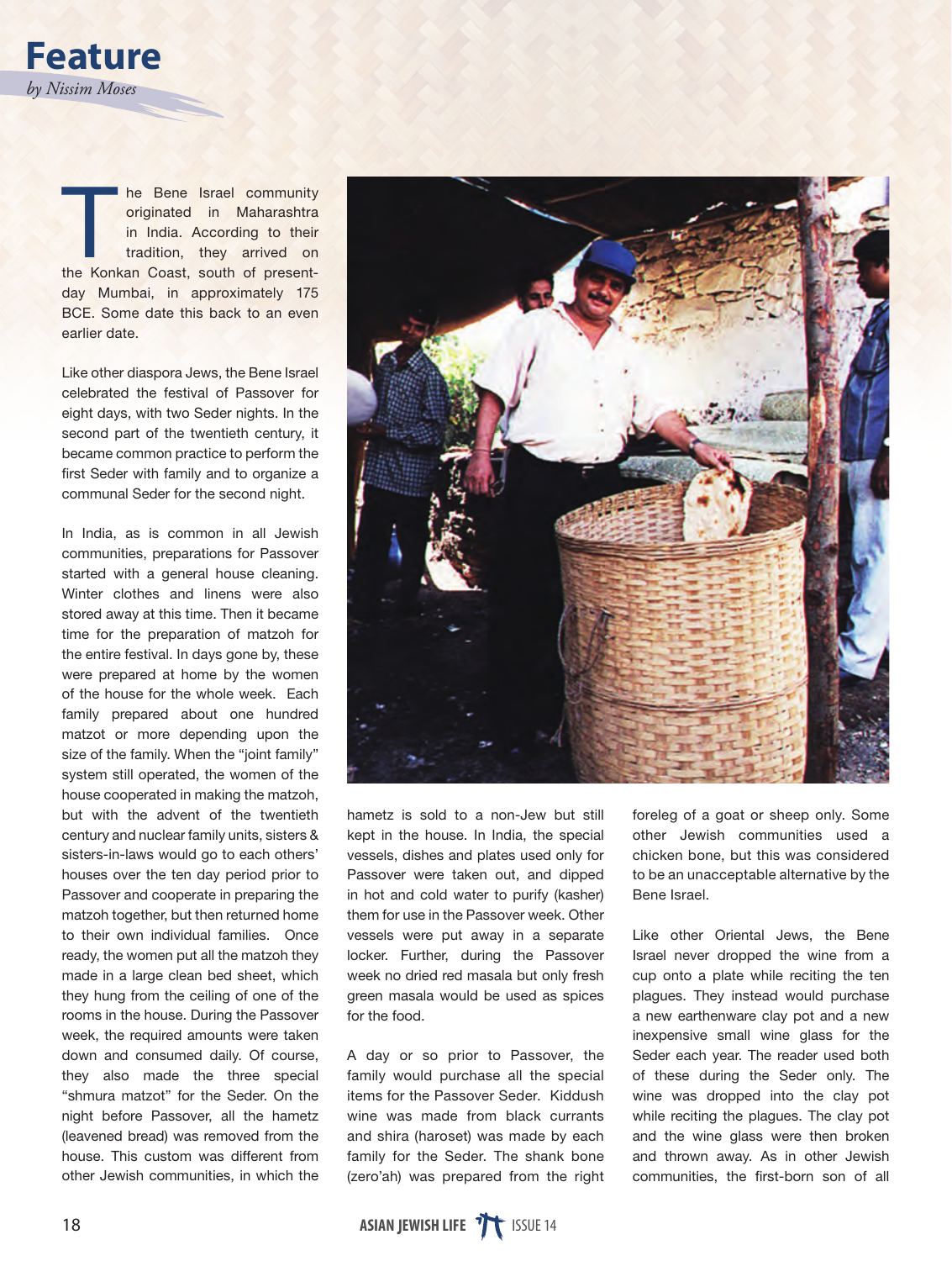# Feature

*by Nissim Moses*

The Bene Israel community originated in Maharashtra in India. According to their tradition, they arrived on the Konkan Coast, south of present-day Mumbai, in approximately 175 BCE. Some date this back to an even earlier date.

Like other diaspora Jews, the Bene Israel celebrated the festival of Passover for eight days, with two Seder nights. In the second part of the twentieth century, it became common practice to perform the first Seder with family and to organize a communal Seder for the second night.

In India, as is common in all Jewish communities, preparations for Passover started with a general house cleaning. Winter clothes and linens were also stored away at this time. Then it became time for the preparation of matzoh for the entire festival. In days gone by, these were prepared at home by the women of the house for the whole week. Each family prepared about one hundred matzot or more depending upon the size of the family. When the "joint family" system still operated, the women of the house cooperated in making the matzoh, but with the advent of the twentieth century and nuclear family units, sisters & sisters-in-laws would go to each others' houses over the ten day period prior to Passover and cooperate in preparing the matzoh together, but then returned home to their own individual families. Once ready, the women put all the matzoh they made in a large clean bed sheet, which they hung from the ceiling of one of the rooms in the house. During the Passover week, the required amounts were taken down and consumed daily. Of course, they also made the three special "shmura matzot" for the Seder. On the night before Passover, all the hametz (leavened bread) was removed from the house. This custom was different from other Jewish communities, in which the hametz is sold to a non-Jew but still kept in the house. In India, the special vessels, dishes and plates used only for Passover were taken out, and dipped in hot and cold water to purify (kasher) them for use in the Passover week. Other vessels were put away in a separate locker. Further, during the Passover week no dried red masala but only fresh green masala would be used as spices for the food.

A day or so prior to Passover, the family would purchase all the special items for the Passover Seder. Kiddush wine was made from black currants and shira (haroset) was made by each family for the Seder. The shank bone (zero'ah) was prepared from the right foreleg of a goat or sheep only. Some other Jewish communities used a chicken bone, but this was considered to be an unacceptable alternative by the Bene Israel.

Like other Oriental Jews, the Bene Israel never dropped the wine from a cup onto a plate while reciting the ten plagues. They instead would purchase a new earthenware clay pot and a new inexpensive small wine glass for the Seder each year. The reader used both of these during the Seder only. The wine was dropped into the clay pot while reciting the plagues. The clay pot and the wine glass were then broken and thrown away. As in other Jewish communities, the first-born son of all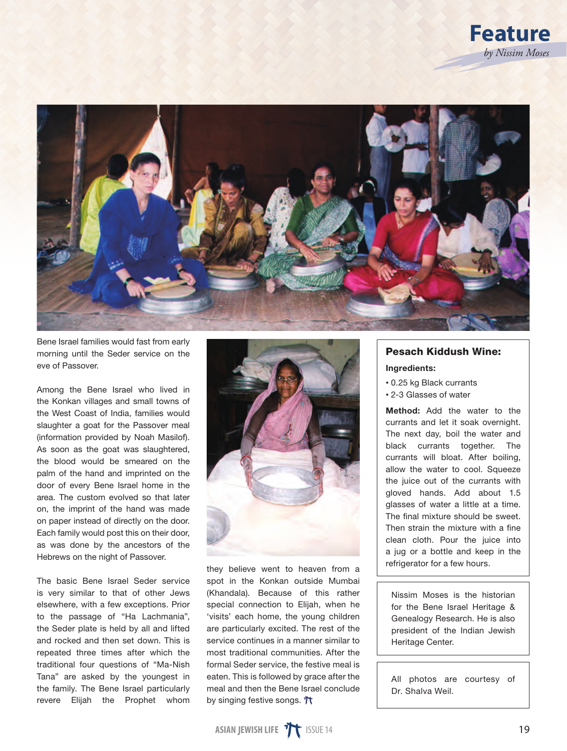# Feature

*by Nissim Moses*

Bene Israel families would fast from early morning until the Seder service on the eve of Passover.

Among the Bene Israel who lived in the Konkan villages and small towns of the West Coast of India, families would slaughter a goat for the Passover meal (information provided by Noah Masilof). As soon as the goat was slaughtered, the blood would be smeared on the palm of the hand and imprinted on the door of every Bene Israel home in the area. The custom evolved so that later on, the imprint of the hand was made on paper instead of directly on the door. Each family would post this on their door, as was done by the ancestors of the Hebrews on the night of Passover.

The basic Bene Israel Seder service is very similar to that of other Jews elsewhere, with a few exceptions. Prior to the passage of "Ha Lachmania", the Seder plate is held by all and lifted and rocked and then set down. This is repeated three times after which the traditional four questions of "Ma-Nish Tana" are asked by the youngest in the family. The Bene Israel particularly revere Elijah the Prophet whom they believe went to heaven from a spot in the Konkan outside Mumbai (Khandala). Because of this rather special connection to Elijah, when he 'visits' each home, the young children are particularly excited. The rest of the service continues in a manner similar to most traditional communities. After the formal Seder service, the festive meal is eaten. This is followed by grace after the meal and then the Bene Israel conclude by singing festive songs.

## Pesach Kiddush Wine:

**Ingredients:**

- 0.25 kg Black currants
- 2-3 Glasses of water

**Method:** Add the water to the currants and let it soak overnight. The next day, boil the water and black currants together. The currants will bloat. After boiling, allow the water to cool. Squeeze the juice out of the currants with gloved hands. Add about 1.5 glasses of water a little at a time. The final mixture should be sweet. Then strain the mixture with a fine clean cloth. Pour the juice into a jug or a bottle and keep in the refrigerator for a few hours.

Nissim Moses is the historian for the Bene Israel Heritage & Genealogy Research. He is also president of the Indian Jewish Heritage Center.

All photos are courtesy of Dr. Shalva Weil.